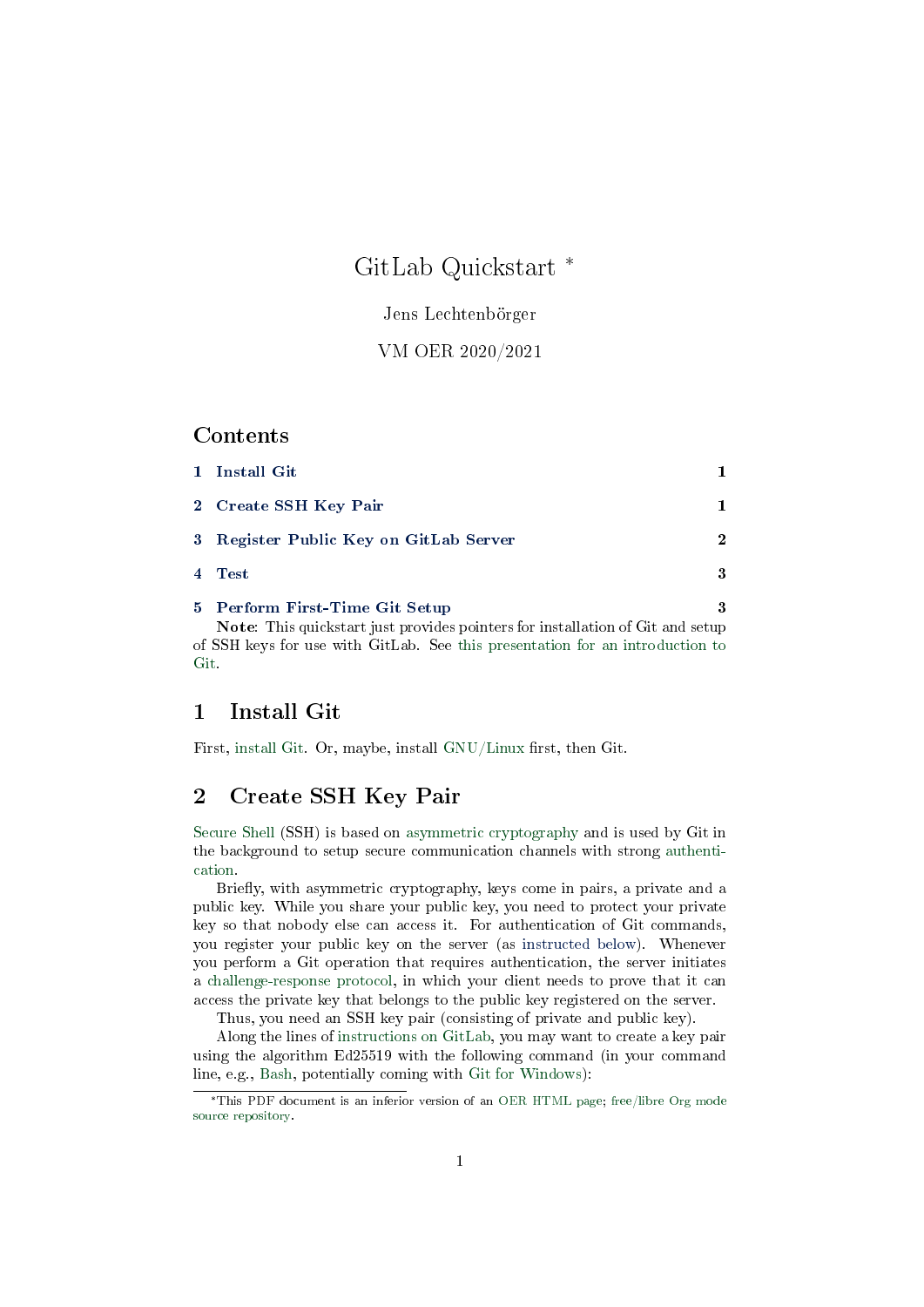# GitLab Quickstart *

Jens Lechtenbörger

VM OER 2020/2021

## Contents

1 **Install Git** 1

2 **Create SSH Key Pair** 1

3 **Register Public Key on GitLab Server** 2

4 **Test** 3

5 **Perform First-Time Git Setup** 3

**Note**: This quickstart just provides pointers for installation of Git and setup of SSH keys for use with GitLab. See this presentation for an introduction to Git.

## 1 Install Git

First, install Git. Or, maybe, install GNU/Linux first, then Git.

## 2 Create SSH Key Pair

Secure Shell (SSH) is based on asymmetric cryptography and is used by Git in the background to setup secure communication channels with strong authentication.

Briefly, with asymmetric cryptography, keys come in pairs, a private and a public key. While you share your public key, you need to protect your private key so that nobody else can access it. For authentication of Git commands, you register your public key on the server (as instructed below). Whenever you perform a Git operation that requires authentication, the server initiates a challenge-response protocol, in which your client needs to prove that it can access the private key that belongs to the public key registered on the server.

Thus, you need an SSH key pair (consisting of private and public key).

Along the lines of instructions on GitLab, you may want to create a key pair using the algorithm Ed25519 with the following command (in your command line, e.g., Bash, potentially coming with Git for Windows):

*This PDF document is an inferior version of an OER HTML page; free/libre Org mode source repository.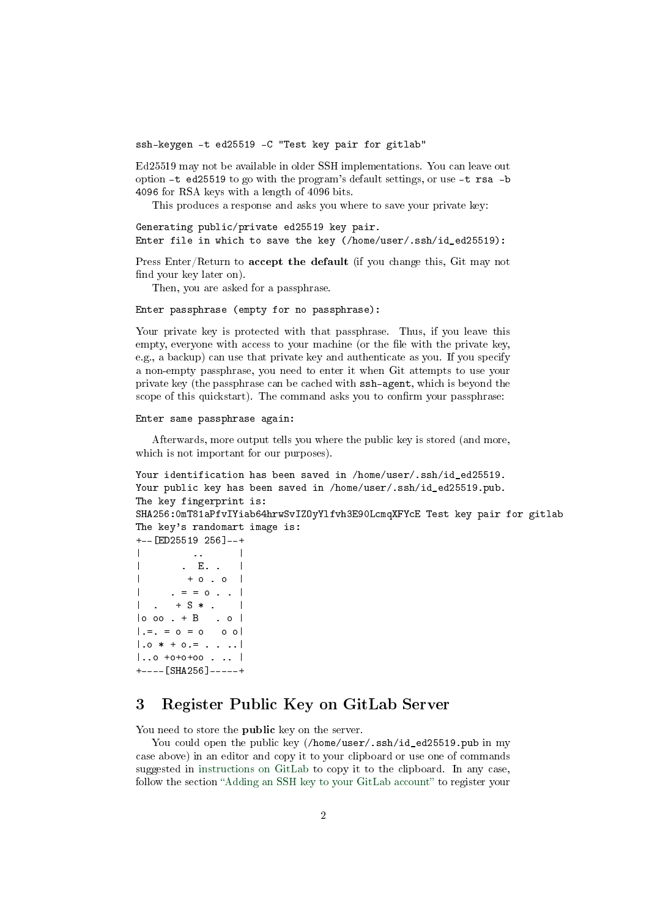```
ssh-keygen -t ed25519 -C "Test key pair for gitlab"
```

Ed25519 may not be available in older SSH implementations. You can leave out option `-t ed25519` to go with the program's default settings, or use `-t rsa -b 4096` for RSA keys with a length of 4096 bits.

This produces a response and asks you where to save your private key:

```
Generating public/private ed25519 key pair.
Enter file in which to save the key (/home/user/.ssh/id_ed25519):
```

Press Enter/Return to **accept the default** (if you change this, Git may not find your key later on).

Then, you are asked for a passphrase.

```
Enter passphrase (empty for no passphrase):
```

Your private key is protected with that passphrase. Thus, if you leave this empty, everyone with access to your machine (or the file with the private key, e.g., a backup) can use that private key and authenticate as you. If you specify a non-empty passphrase, you need to enter it when Git attempts to use your private key (the passphrase can be cached with `ssh-agent`, which is beyond the scope of this quickstart). The command asks you to confirm your passphrase:

```
Enter same passphrase again:
```

Afterwards, more output tells you where the public key is stored (and more, which is not important for our purposes).

```
Your identification has been saved in /home/user/.ssh/id_ed25519.
Your public key has been saved in /home/user/.ssh/id_ed25519.pub.
The key fingerprint is:
SHA256:0mT81aPfvIYiab64hrwSvIZOyYlfvh3E90LcmqXFYcE Test key pair for gitlab
The key's randomart image is:
+--[ED25519 256]--+
|          ..     |
|        .  E. .  |
|         + o . o |
|      . = = o . .|
|  .   + S * .    |
|o oo . + B   . o |
|.=. = o = o   o o|
|.o * + o.= . . ..|
|..o +o+o+oo . .. |
+----[SHA256]-----+
```

## 3 Register Public Key on GitLab Server

You need to store the **public** key on the server.

You could open the public key (`/home/user/.ssh/id_ed25519.pub` in my case above) in an editor and copy it to your clipboard or use one of commands suggested in instructions on GitLab to copy it to the clipboard. In any case, follow the section "Adding an SSH key to your GitLab account" to register your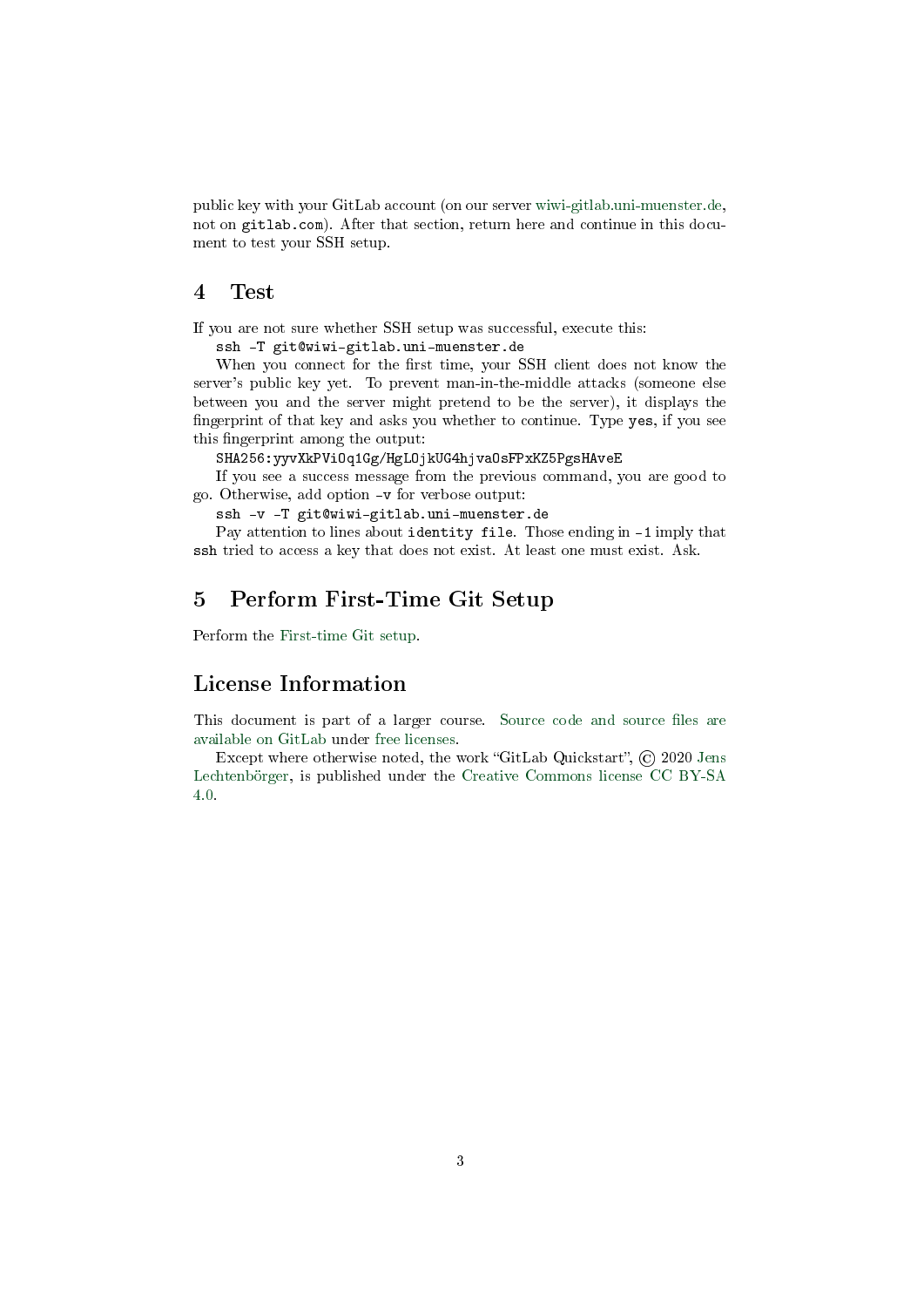public key with your GitLab account (on our server wiwi-gitlab.uni-muenster.de, not on `gitlab.com`). After that section, return here and continue in this document to test your SSH setup.

## 4 Test

If you are not sure whether SSH setup was successful, execute this:

```
ssh -T git@wiwi-gitlab.uni-muenster.de
```

When you connect for the first time, your SSH client does not know the server's public key yet. To prevent man-in-the-middle attacks (someone else between you and the server might pretend to be the server), it displays the fingerprint of that key and asks you whether to continue. Type `yes`, if you see this fingerprint among the output:

```
SHA256:yyvXkPViOq1Gg/HgLOjkUG4hjvaOsFPxKZ5PgsHAveE
```

If you see a success message from the previous command, you are good to go. Otherwise, add option `-v` for verbose output:

```
ssh -v -T git@wiwi-gitlab.uni-muenster.de
```

Pay attention to lines about `identity file`. Those ending in `-1` imply that `ssh` tried to access a key that does not exist. At least one must exist. Ask.

## 5 Perform First-Time Git Setup

Perform the First-time Git setup.

## License Information

This document is part of a larger course. Source code and source files are available on GitLab under free licenses.

Except where otherwise noted, the work "GitLab Quickstart", © 2020 Jens Lechtenbörger, is published under the Creative Commons license CC BY-SA 4.0.